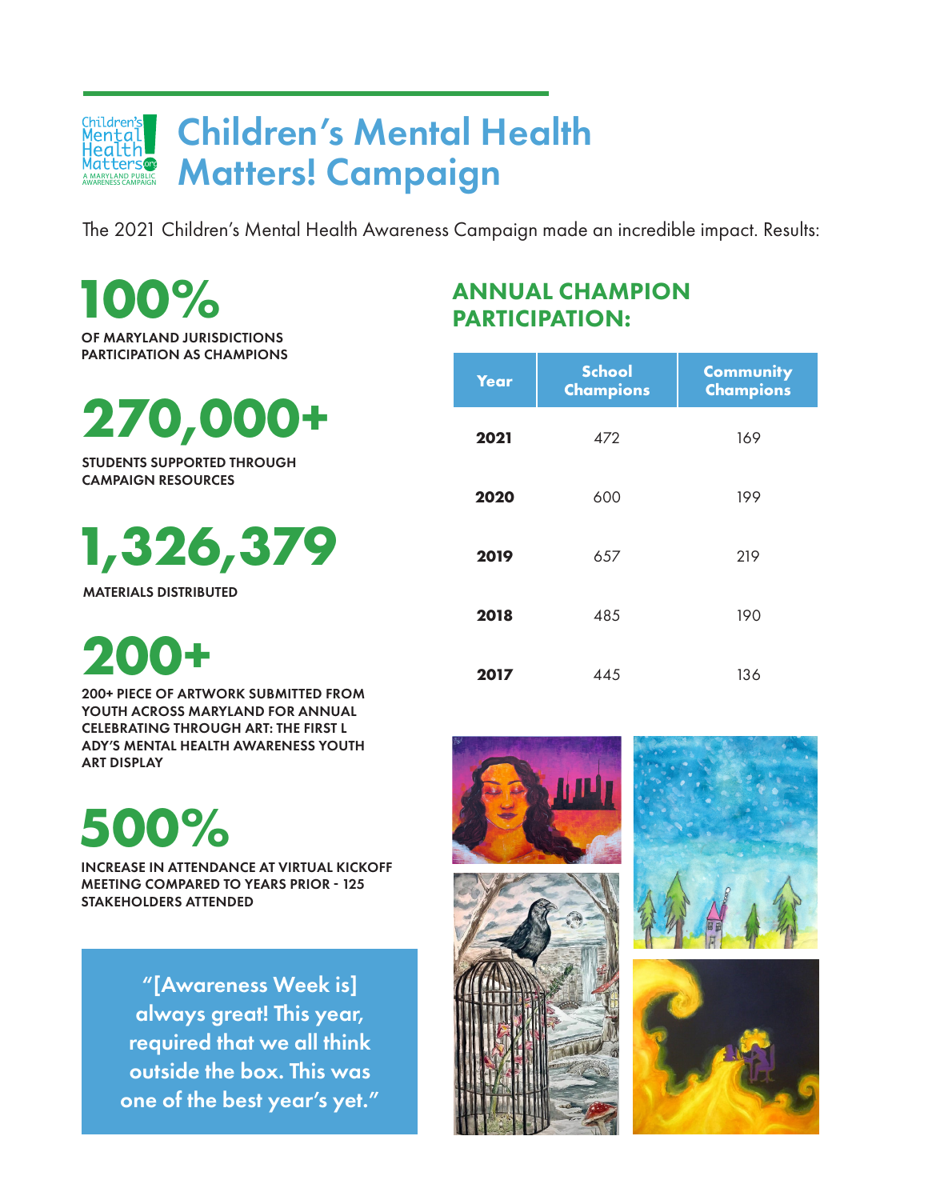# Children's Mental Health Matters! Campaign

The 2021 Children's Mental Health Awareness Campaign made an incredible impact. Results:

## 100%

OF MARYLAND JURISDICTIONS PARTICIPATION AS CHAMPIONS

## 270,000+

STUDENTS SUPPORTED THROUGH CAMPAIGN RESOURCES

## 1,326,379

MATERIALS DISTRIBUTED

## 200+

200+ PIECE OF ARTWORK SUBMITTED FROM YOUTH ACROSS MARYLAND FOR ANNUAL CELEBRATING THROUGH ART: THE FIRST LADY'S MENTAL HEALTH AWARENESS YOUTH ART DISPLAY

## 500%

INCREASE IN ATTENDANCE AT VIRTUAL KICKOFF MEETING COMPARED TO YEARS PRIOR - 125 STAKEHOLDERS ATTENDED

> "[Awareness Week is] always great! This year, required that we all think outside the box. This was one of the best year's yet."

## ANNUAL CHAMPION PARTICIPATION:

| Year | School Champions | Community Champions |
|---|---|---|
| **2021** | 472 | 169 |
| **2020** | 600 | 199 |
| **2019** | 657 | 219 |
| **2018** | 485 | 190 |
| **2017** | 445 | 136 |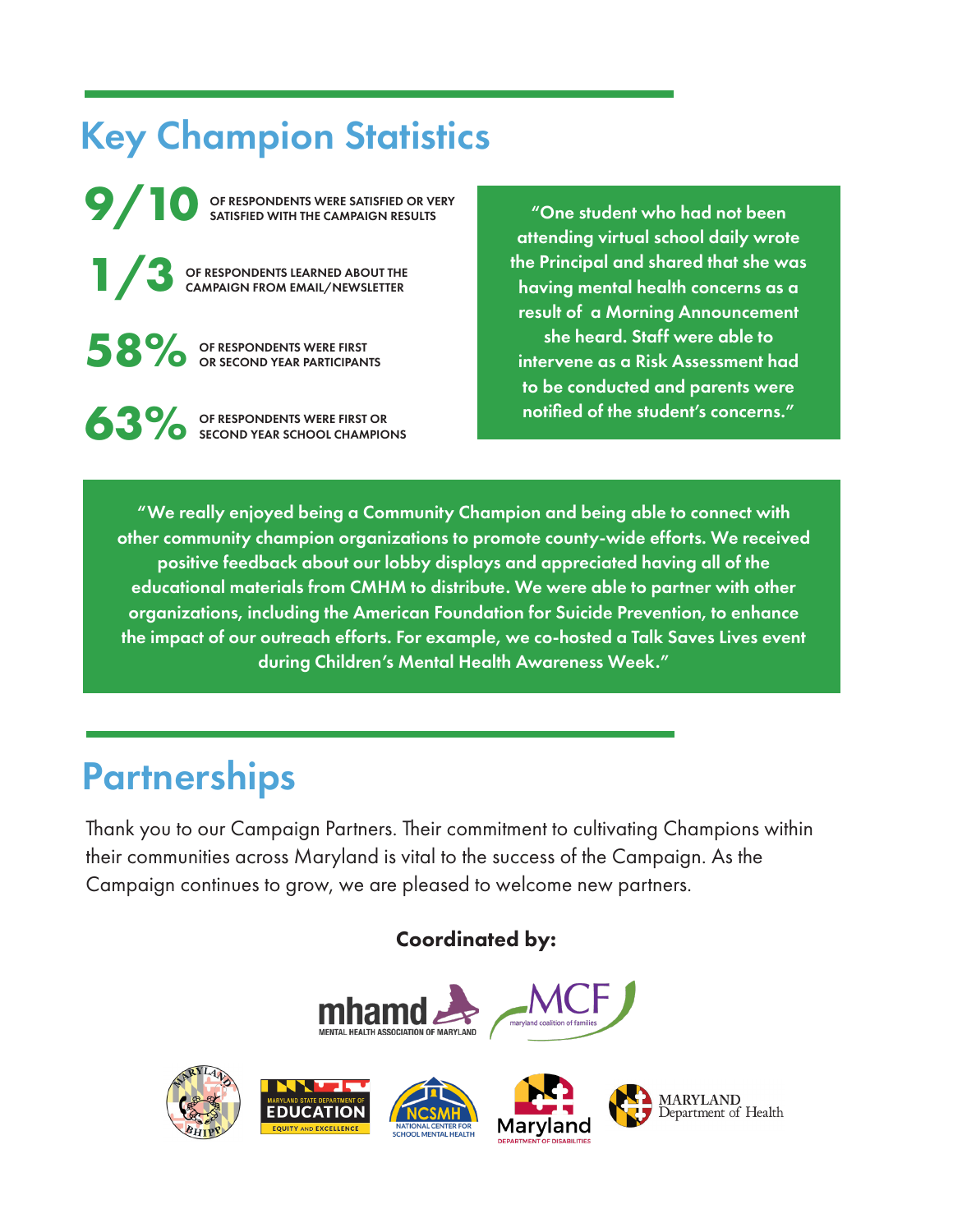## Key Champion Statistics

**9/10** OF RESPONDENTS WERE SATISFIED OR VERY SATISFIED WITH THE CAMPAIGN RESULTS

**1/3** OF RESPONDENTS LEARNED ABOUT THE CAMPAIGN FROM EMAIL/NEWSLETTER

**58%** OF RESPONDENTS WERE FIRST OR SECOND YEAR PARTICIPANTS

**63%** OF RESPONDENTS WERE FIRST OR SECOND YEAR SCHOOL CHAMPIONS

"One student who had not been attending virtual school daily wrote the Principal and shared that she was having mental health concerns as a result of a Morning Announcement she heard. Staff were able to intervene as a Risk Assessment had to be conducted and parents were notified of the student's concerns."

"We really enjoyed being a Community Champion and being able to connect with other community champion organizations to promote county-wide efforts. We received positive feedback about our lobby displays and appreciated having all of the educational materials from CMHM to distribute. We were able to partner with other organizations, including the American Foundation for Suicide Prevention, to enhance the impact of our outreach efforts. For example, we co-hosted a Talk Saves Lives event during Children's Mental Health Awareness Week."

## Partnerships

Thank you to our Campaign Partners. Their commitment to cultivating Champions within their communities across Maryland is vital to the success of the Campaign. As the Campaign continues to grow, we are pleased to welcome new partners.

**Coordinated by:**

mhamd MENTAL HEALTH ASSOCIATION OF MARYLAND

MCF maryland coalition of families

MARYLAND BHIPP

MARYLAND STATE DEPARTMENT OF EDUCATION — EQUITY AND EXCELLENCE

NCSMH NATIONAL CENTER FOR SCHOOL MENTAL HEALTH

Maryland DEPARTMENT OF DISABILITIES

MARYLAND Department of Health